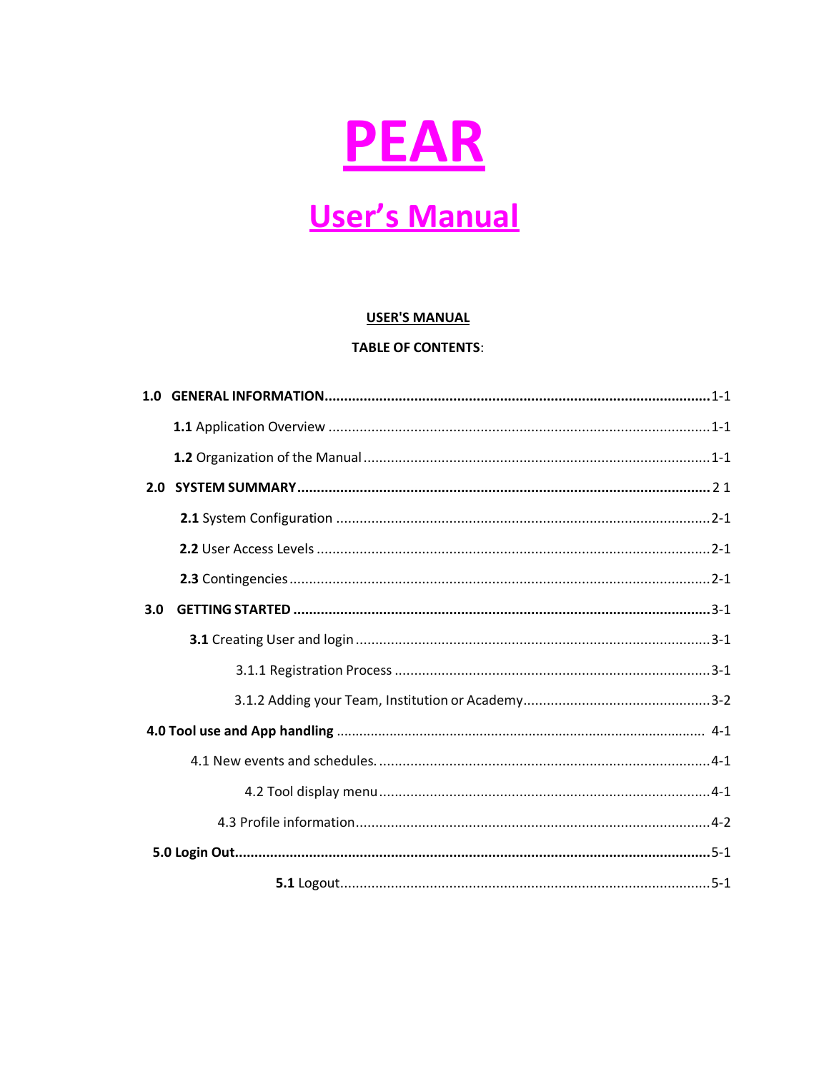# PEAR

## User's Manual

**USER'S MANUAL**

**TABLE OF CONTENTS**:

**1.0 GENERAL INFORMATION**.................................................................................................1-1

**1.1** Application Overview .................................................................................................1-1

**1.2** Organization of the Manual .......................................................................................1-1

**2.0 SYSTEM SUMMARY**.........................................................................................................2 1

**2.1** System Configuration ...............................................................................................2-1

**2.2** User Access Levels ....................................................................................................2-1

**2.3** Contingencies ............................................................................................................2-1

**3.0 GETTING STARTED** ..........................................................................................................3-1

**3.1** Creating User and login ............................................................................................3-1

3.1.1 Registration Process ................................................................................3-1

3.1.2 Adding your Team, Institution or Academy...............................................3-2

**4.0 Tool use and App handling** ............................................................................................. 4-1

4.1 New events and schedules. ....................................................................................4-1

4.2 Tool display menu ...................................................................................4-1

4.3 Profile information..........................................................................................4-2

**5.0 Login Out**........................................................................................................................5-1

**5.1** Logout..............................................................................5-1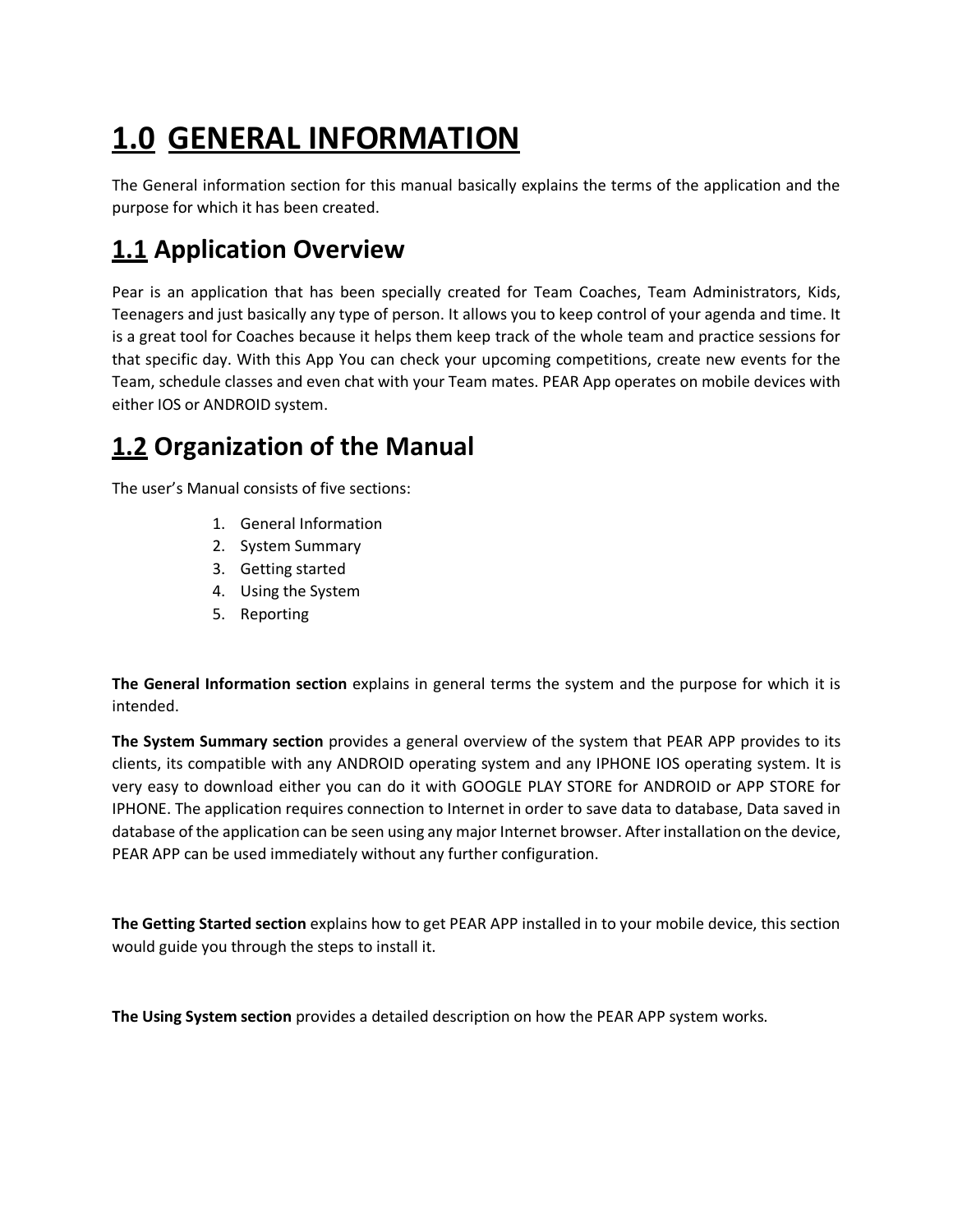# 1.0 GENERAL INFORMATION

The General information section for this manual basically explains the terms of the application and the purpose for which it has been created.

## 1.1 Application Overview

Pear is an application that has been specially created for Team Coaches, Team Administrators, Kids, Teenagers and just basically any type of person. It allows you to keep control of your agenda and time. It is a great tool for Coaches because it helps them keep track of the whole team and practice sessions for that specific day. With this App You can check your upcoming competitions, create new events for the Team, schedule classes and even chat with your Team mates. PEAR App operates on mobile devices with either IOS or ANDROID system.

## 1.2 Organization of the Manual

The user's Manual consists of five sections:

1. General Information
2. System Summary
3. Getting started
4. Using the System
5. Reporting

**The General Information section** explains in general terms the system and the purpose for which it is intended.

**The System Summary section** provides a general overview of the system that PEAR APP provides to its clients, its compatible with any ANDROID operating system and any IPHONE IOS operating system. It is very easy to download either you can do it with GOOGLE PLAY STORE for ANDROID or APP STORE for IPHONE. The application requires connection to Internet in order to save data to database, Data saved in database of the application can be seen using any major Internet browser. After installation on the device, PEAR APP can be used immediately without any further configuration.

**The Getting Started section** explains how to get PEAR APP installed in to your mobile device, this section would guide you through the steps to install it.

**The Using System section** provides a detailed description on how the PEAR APP system works.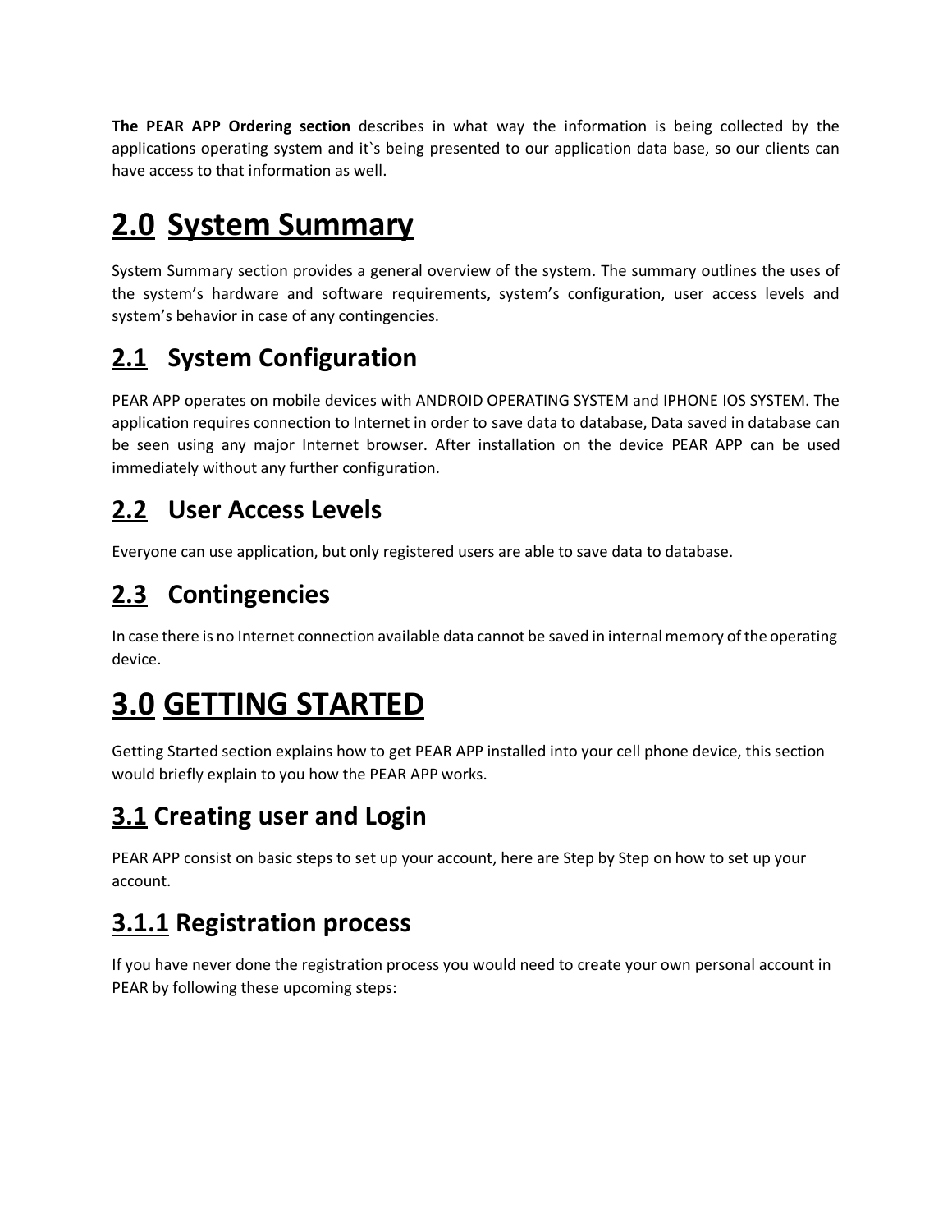**The PEAR APP Ordering section** describes in what way the information is being collected by the applications operating system and it`s being presented to our application data base, so our clients can have access to that information as well.

# 2.0 System Summary

System Summary section provides a general overview of the system. The summary outlines the uses of the system's hardware and software requirements, system's configuration, user access levels and system's behavior in case of any contingencies.

## 2.1 System Configuration

PEAR APP operates on mobile devices with ANDROID OPERATING SYSTEM and IPHONE IOS SYSTEM. The application requires connection to Internet in order to save data to database, Data saved in database can be seen using any major Internet browser. After installation on the device PEAR APP can be used immediately without any further configuration.

## 2.2 User Access Levels

Everyone can use application, but only registered users are able to save data to database.

## 2.3 Contingencies

In case there is no Internet connection available data cannot be saved in internal memory of the operating device.

# 3.0 GETTING STARTED

Getting Started section explains how to get PEAR APP installed into your cell phone device, this section would briefly explain to you how the PEAR APP works.

## 3.1 Creating user and Login

PEAR APP consist on basic steps to set up your account, here are Step by Step on how to set up your account.

## 3.1.1 Registration process

If you have never done the registration process you would need to create your own personal account in PEAR by following these upcoming steps: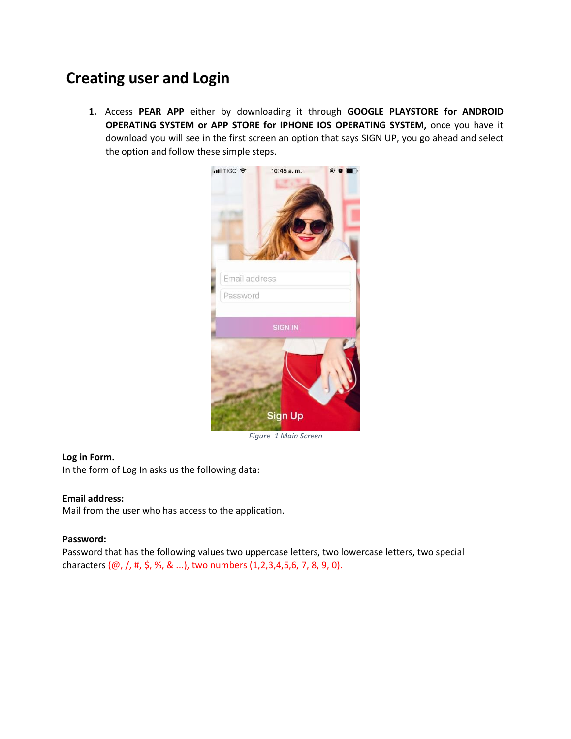# Creating user and Login

1. Access **PEAR APP** either by downloading it through **GOOGLE PLAYSTORE for ANDROID OPERATING SYSTEM or APP STORE for IPHONE IOS OPERATING SYSTEM,** once you have it download you will see in the first screen an option that says SIGN UP, you go ahead and select the option and follow these simple steps.

*Figure 1 Main Screen*

**Log in Form.**
In the form of Log In asks us the following data:

**Email address:**
Mail from the user who has access to the application.

**Password:**
Password that has the following values two uppercase letters, two lowercase letters, two special characters (@, /, #, $, %, & ...), two numbers (1,2,3,4,5,6, 7, 8, 9, 0).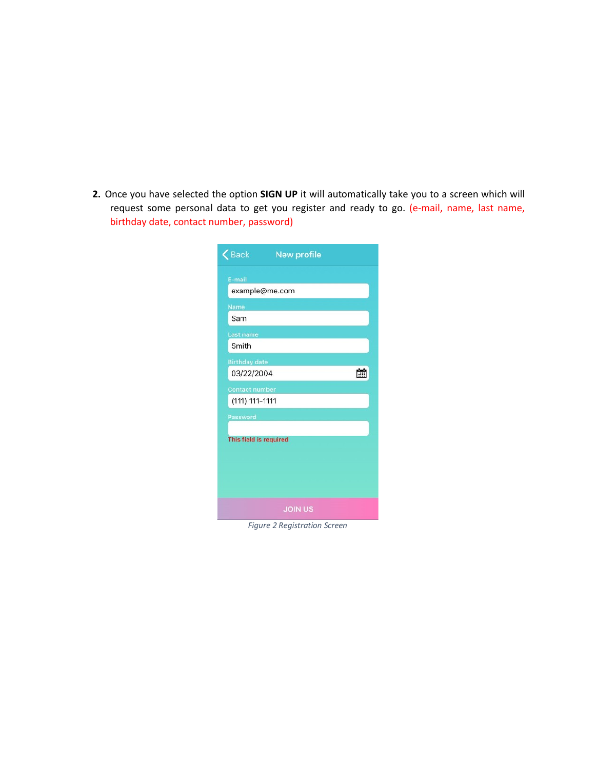2. Once you have selected the option **SIGN UP** it will automatically take you to a screen which will request some personal data to get you register and ready to go. (e-mail, name, last name, birthday date, contact number, password)

*Figure 2 Registration Screen*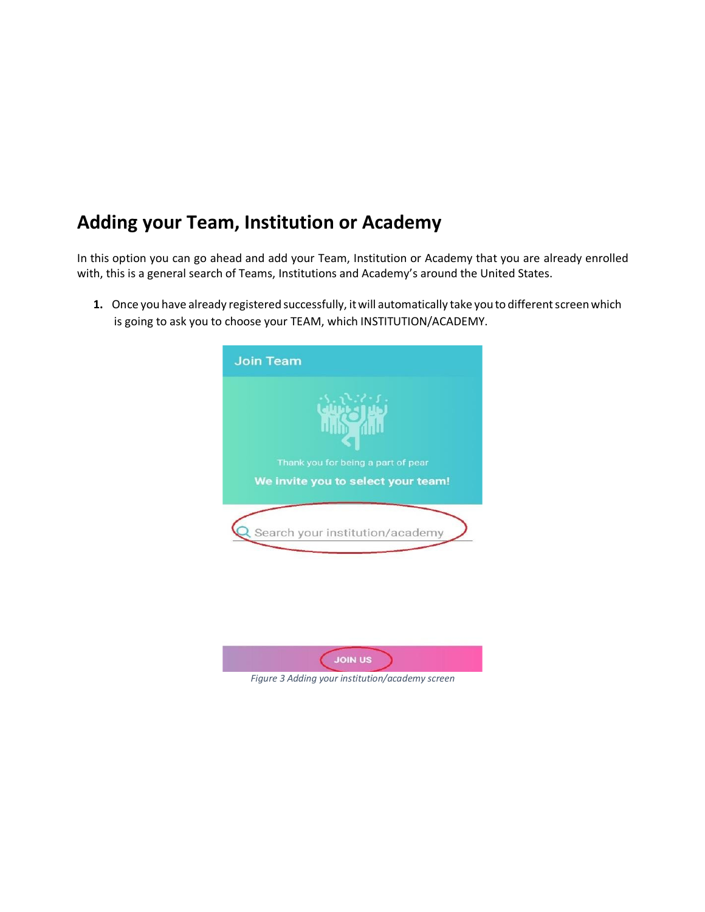## Adding your Team, Institution or Academy

In this option you can go ahead and add your Team, Institution or Academy that you are already enrolled with, this is a general search of Teams, Institutions and Academy's around the United States.

1. Once you have already registered successfully, it will automatically take you to different screen which is going to ask you to choose your TEAM, which INSTITUTION/ACADEMY.

*Figure 3 Adding your institution/academy screen*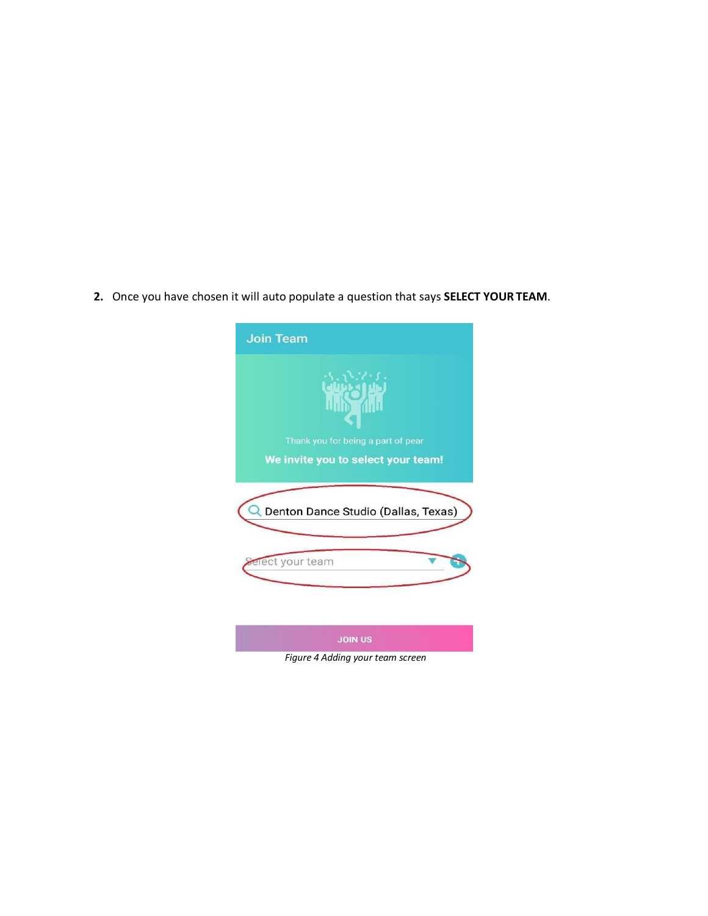2. Once you have chosen it will auto populate a question that says **SELECT YOUR TEAM**.

Join Team

Thank you for being a part of pear

**We invite you to select your team!**

Denton Dance Studio (Dallas, Texas)

Select your team

JOIN US

*Figure 4 Adding your team screen*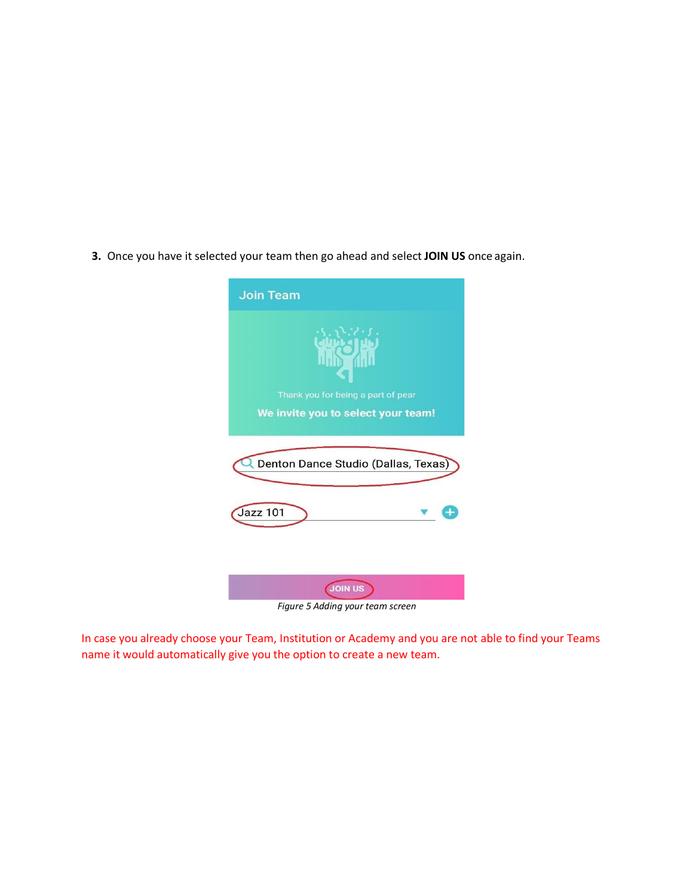3. Once you have it selected your team then go ahead and select **JOIN US** once again.

*Figure 5 Adding your team screen*

In case you already choose your Team, Institution or Academy and you are not able to find your Teams name it would automatically give you the option to create a new team.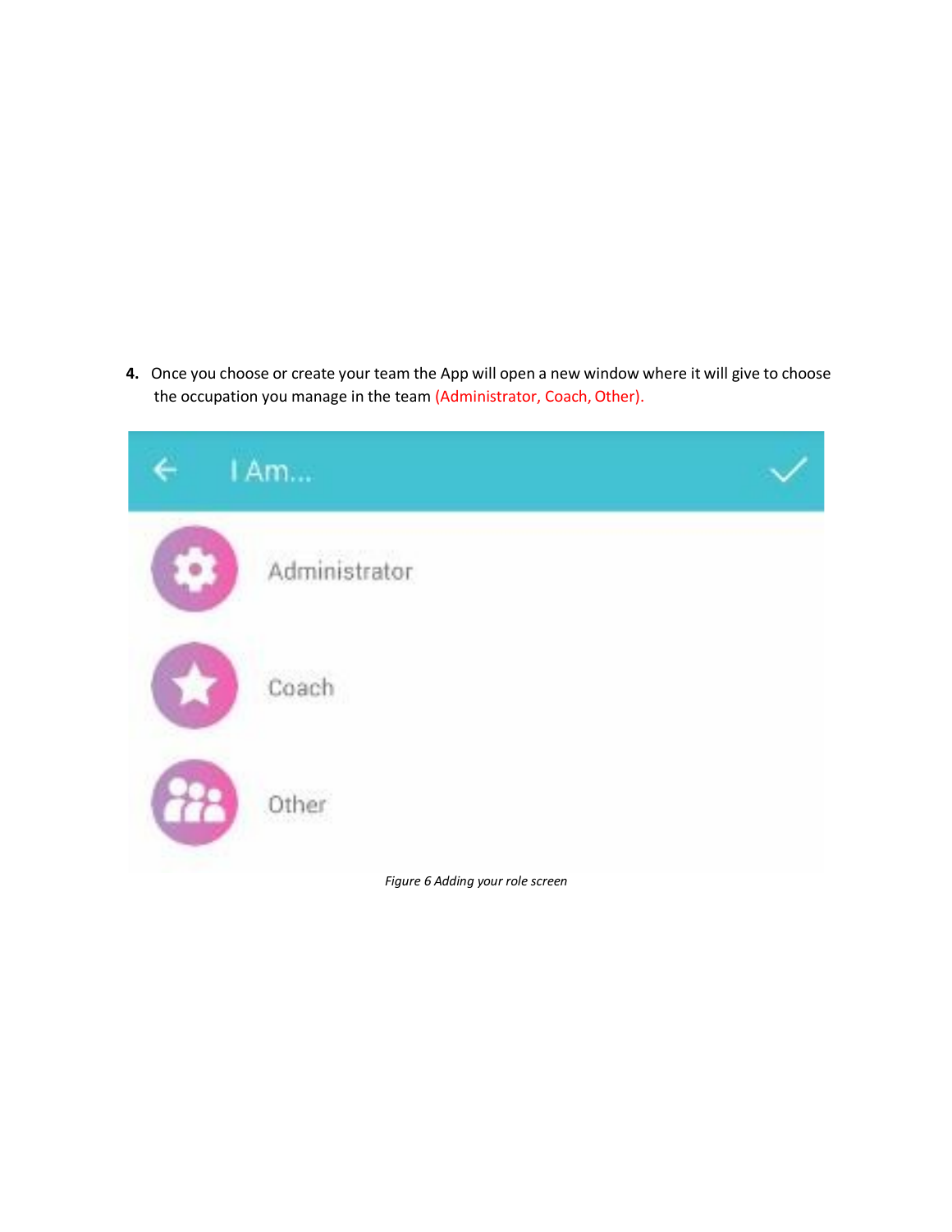4. Once you choose or create your team the App will open a new window where it will give to choose the occupation you manage in the team (Administrator, Coach, Other).

*Figure 6 Adding your role screen*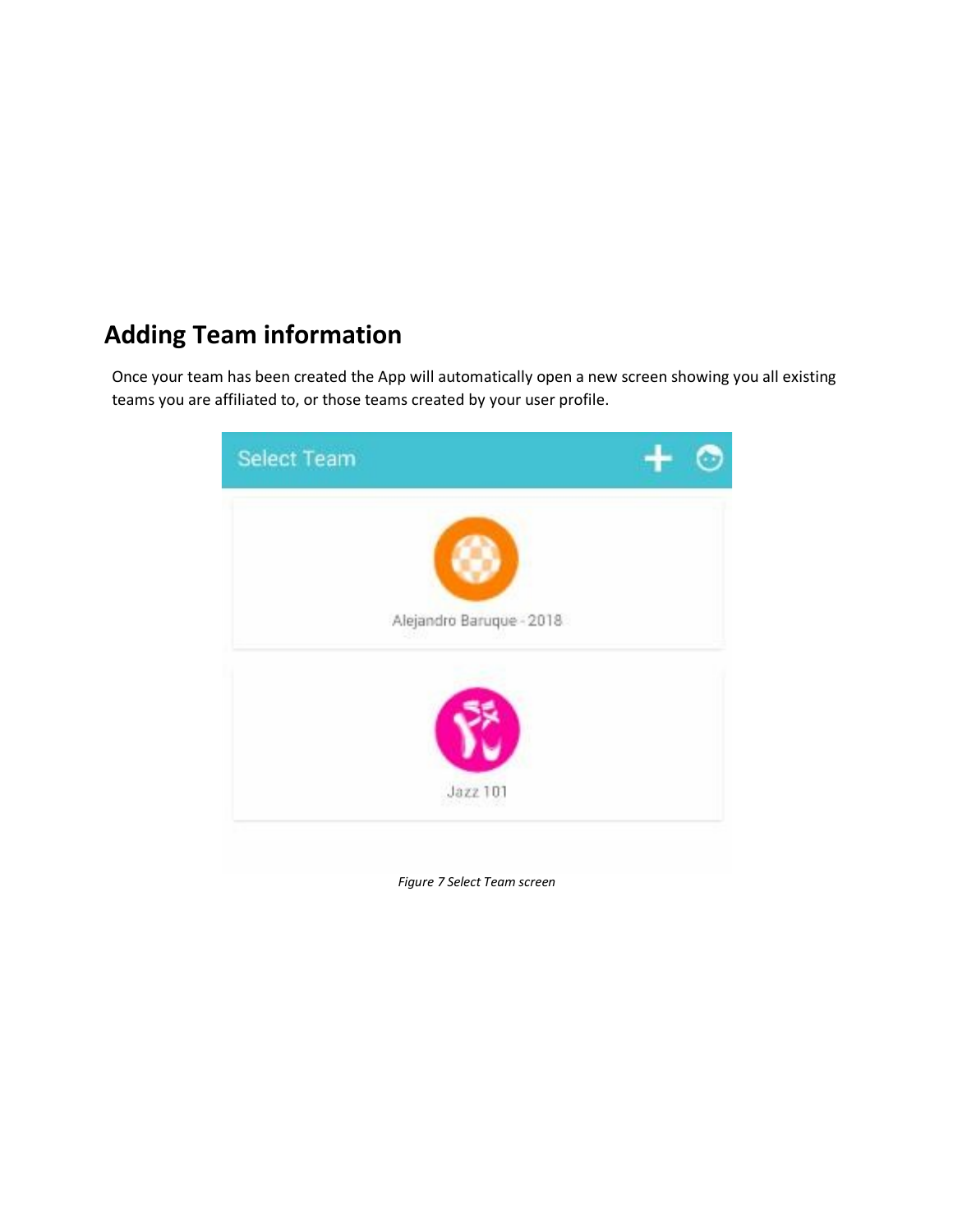## Adding Team information

Once your team has been created the App will automatically open a new screen showing you all existing teams you are affiliated to, or those teams created by your user profile.

*Figure 7 Select Team screen*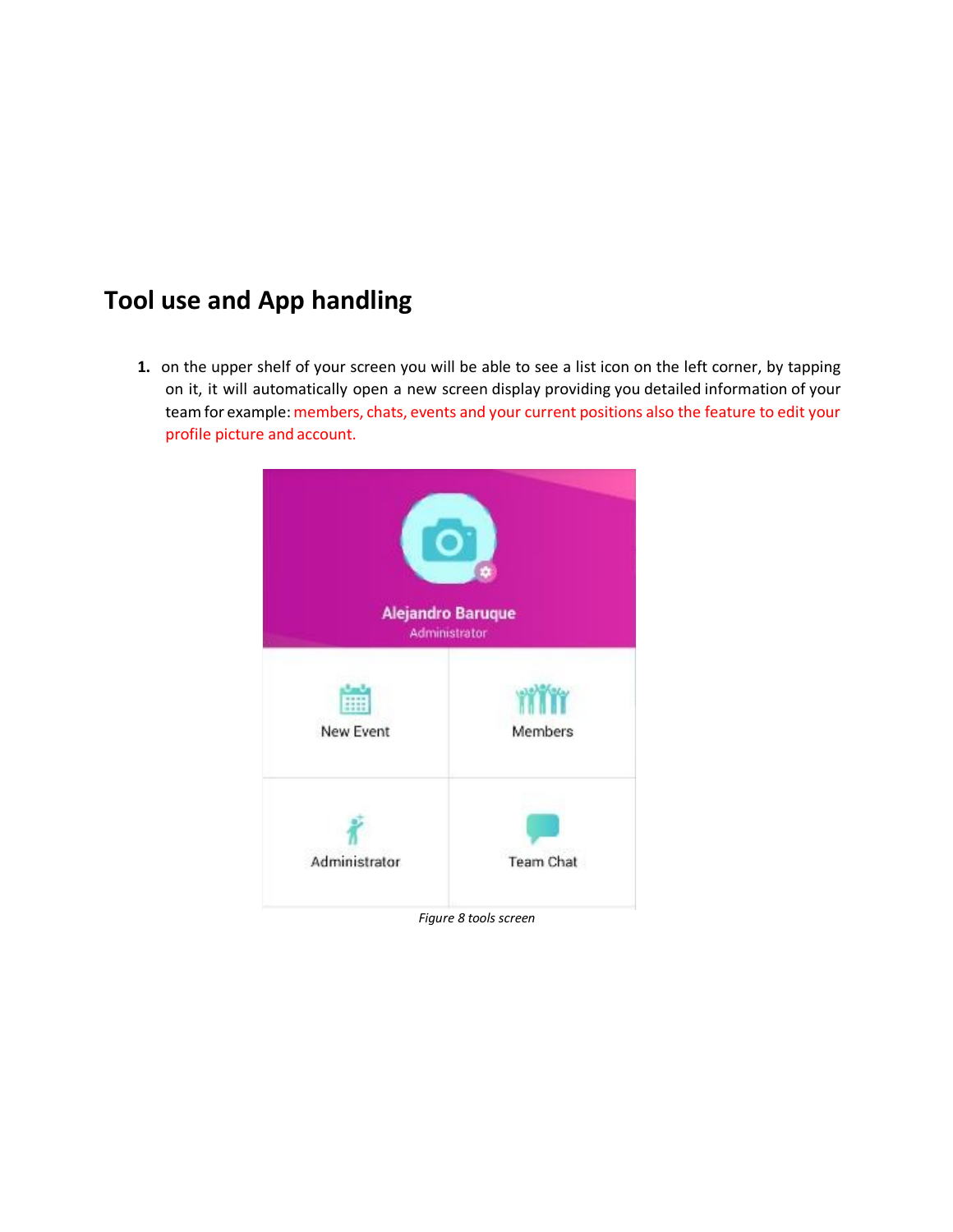# Tool use and App handling

1. on the upper shelf of your screen you will be able to see a list icon on the left corner, by tapping on it, it will automatically open a new screen display providing you detailed information of your team for example: members, chats, events and your current positions also the feature to edit your profile picture and account.

*Figure 8 tools screen*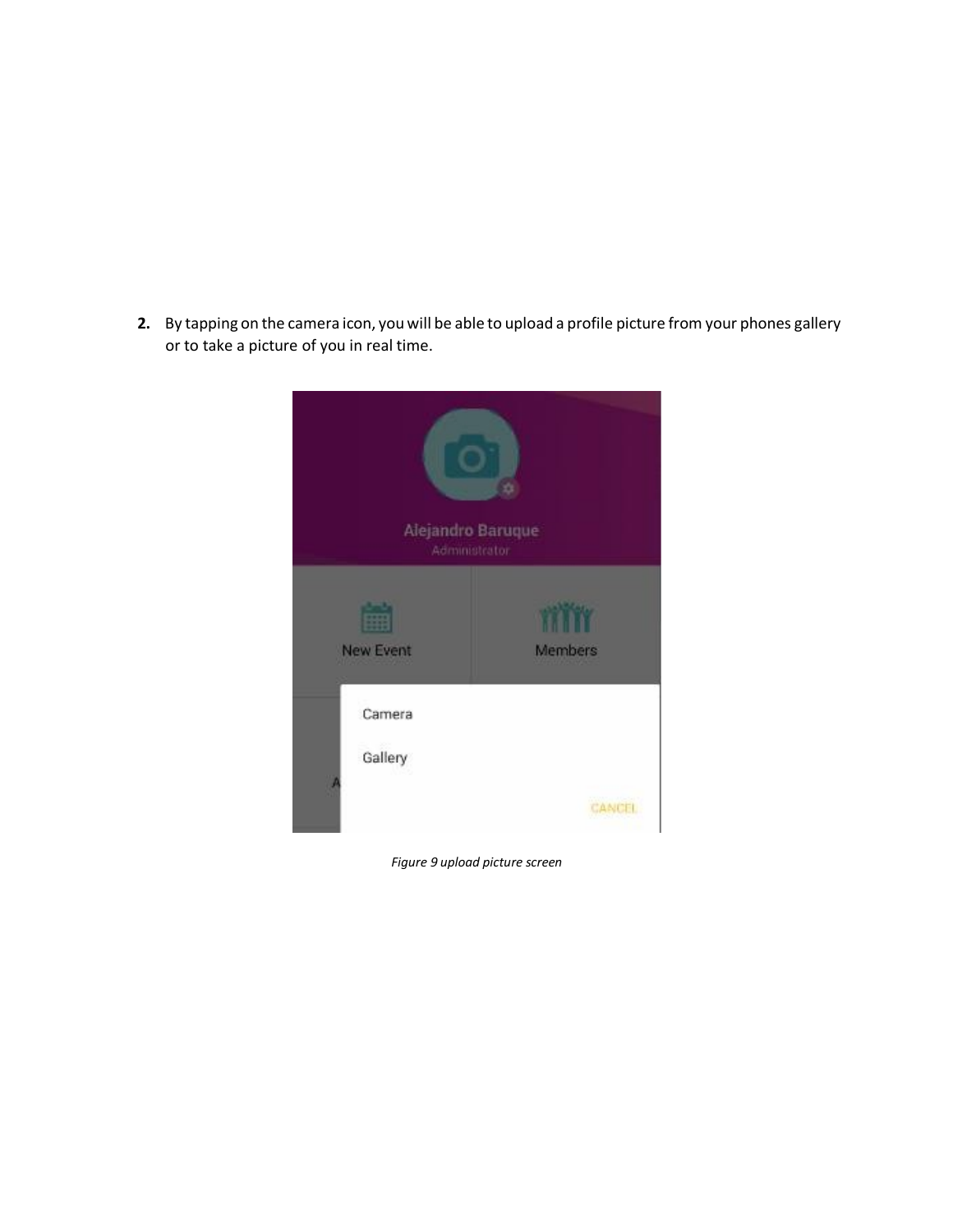2. By tapping on the camera icon, you will be able to upload a profile picture from your phones gallery or to take a picture of you in real time.

*Figure 9 upload picture screen*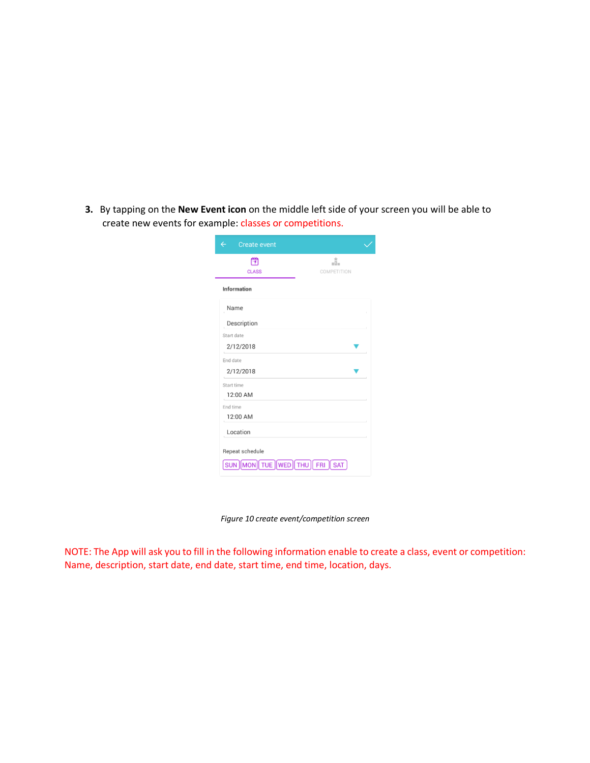3. By tapping on the **New Event icon** on the middle left side of your screen you will be able to create new events for example: classes or competitions.

*Figure 10 create event/competition screen*

NOTE: The App will ask you to fill in the following information enable to create a class, event or competition: Name, description, start date, end date, start time, end time, location, days.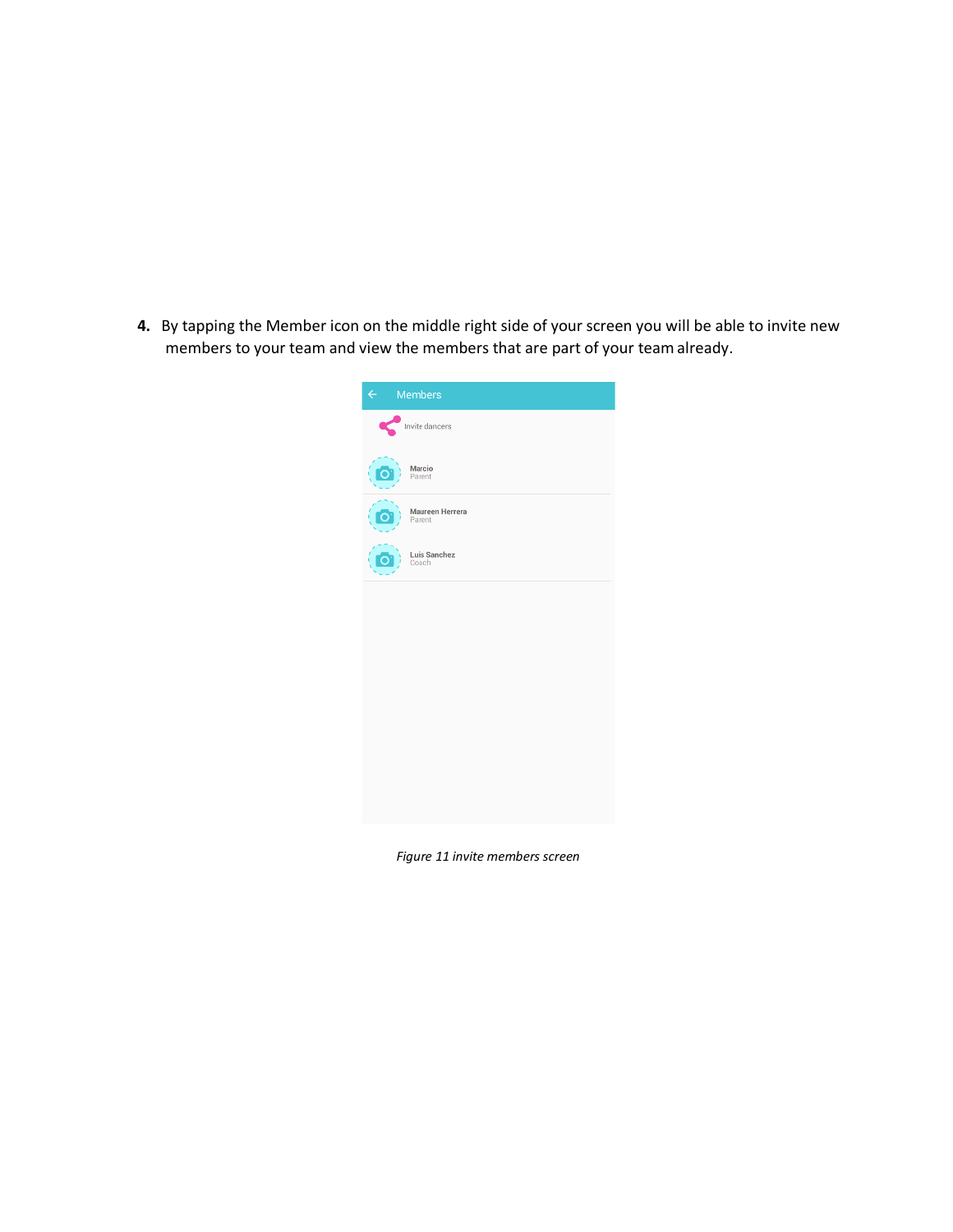4. By tapping the Member icon on the middle right side of your screen you will be able to invite new members to your team and view the members that are part of your team already.

*Figure 11 invite members screen*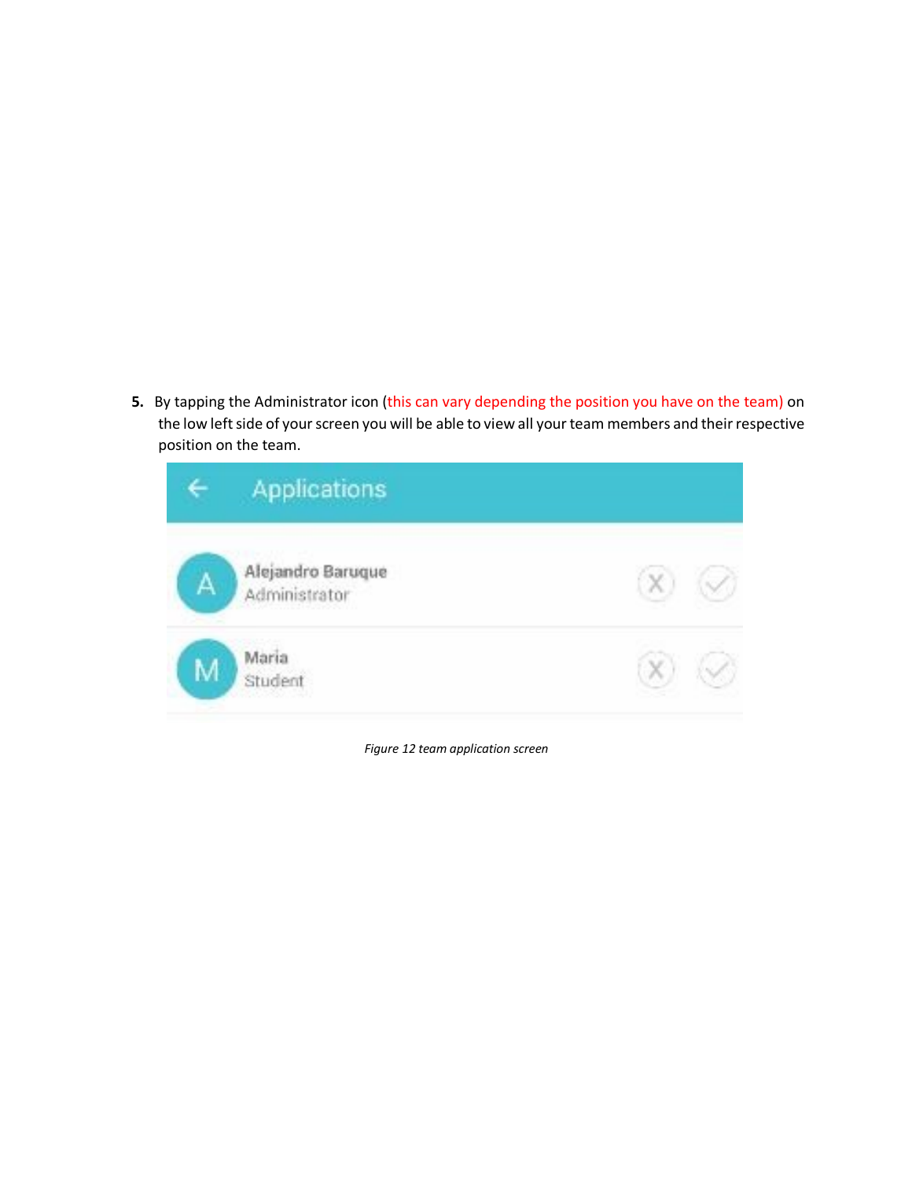5. By tapping the Administrator icon (this can vary depending the position you have on the team) on the low left side of your screen you will be able to view all your team members and their respective position on the team.

*Figure 12 team application screen*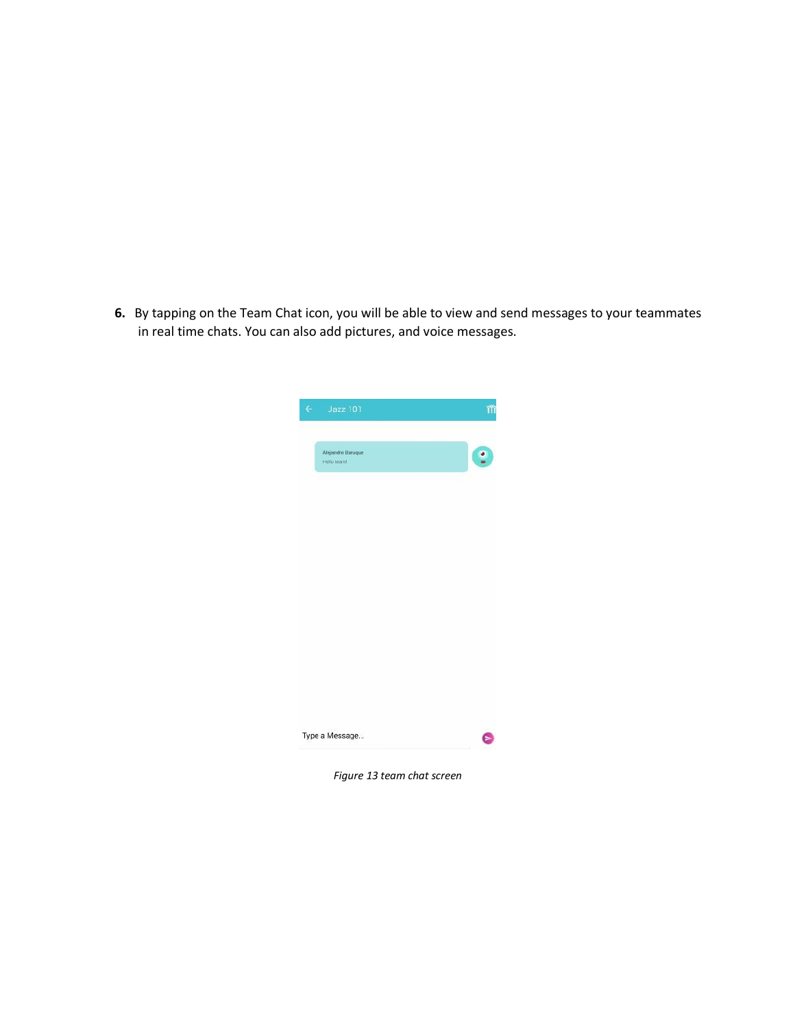6. By tapping on the Team Chat icon, you will be able to view and send messages to your teammates in real time chats. You can also add pictures, and voice messages.

*Figure 13 team chat screen*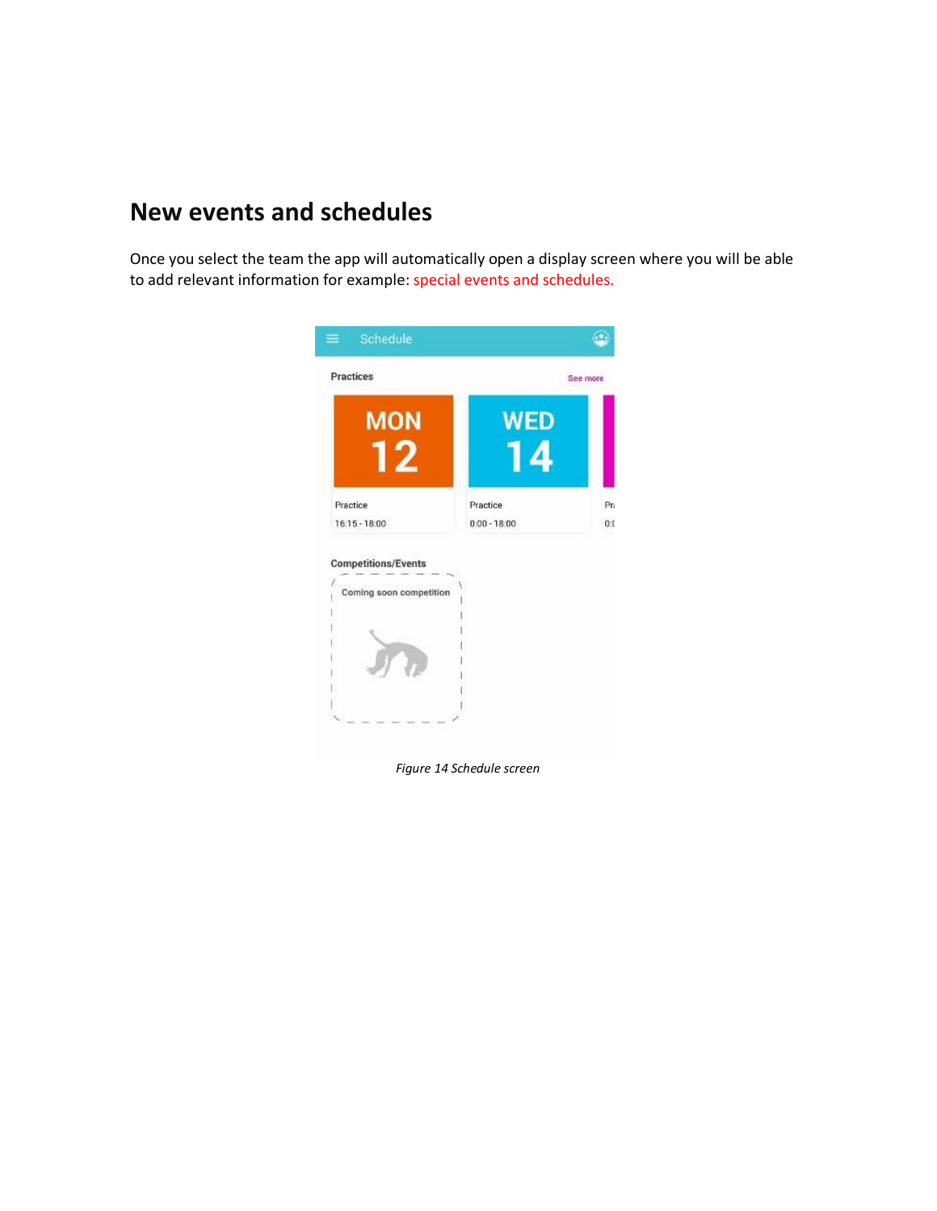## New events and schedules

Once you select the team the app will automatically open a display screen where you will be able to add relevant information for example: special events and schedules.

*Figure 14 Schedule screen*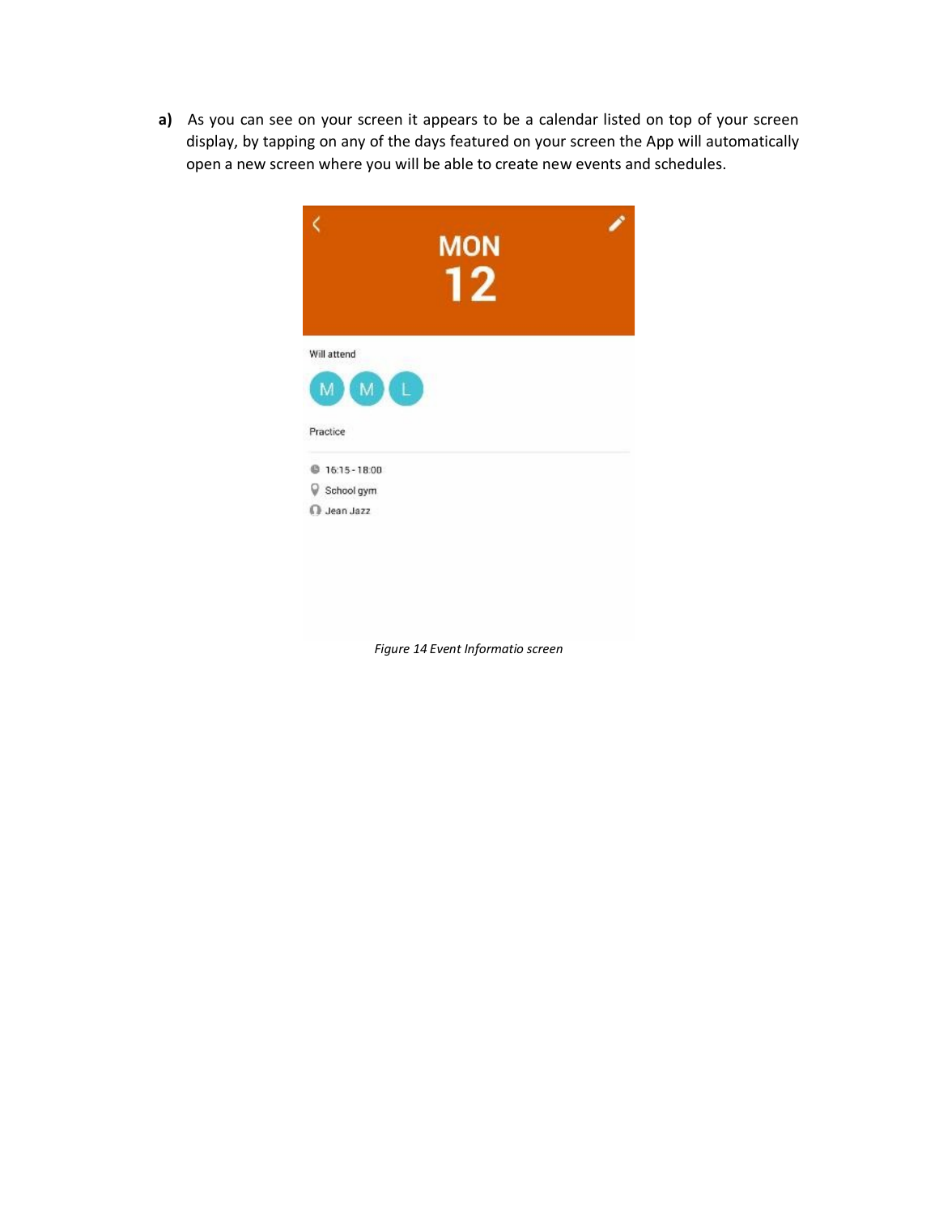**a)** As you can see on your screen it appears to be a calendar listed on top of your screen display, by tapping on any of the days featured on your screen the App will automatically open a new screen where you will be able to create new events and schedules.

MON
12

Will attend

M M L

Practice

16:15 - 18:00

School gym

Jean Jazz

*Figure 14 Event Informatio screen*